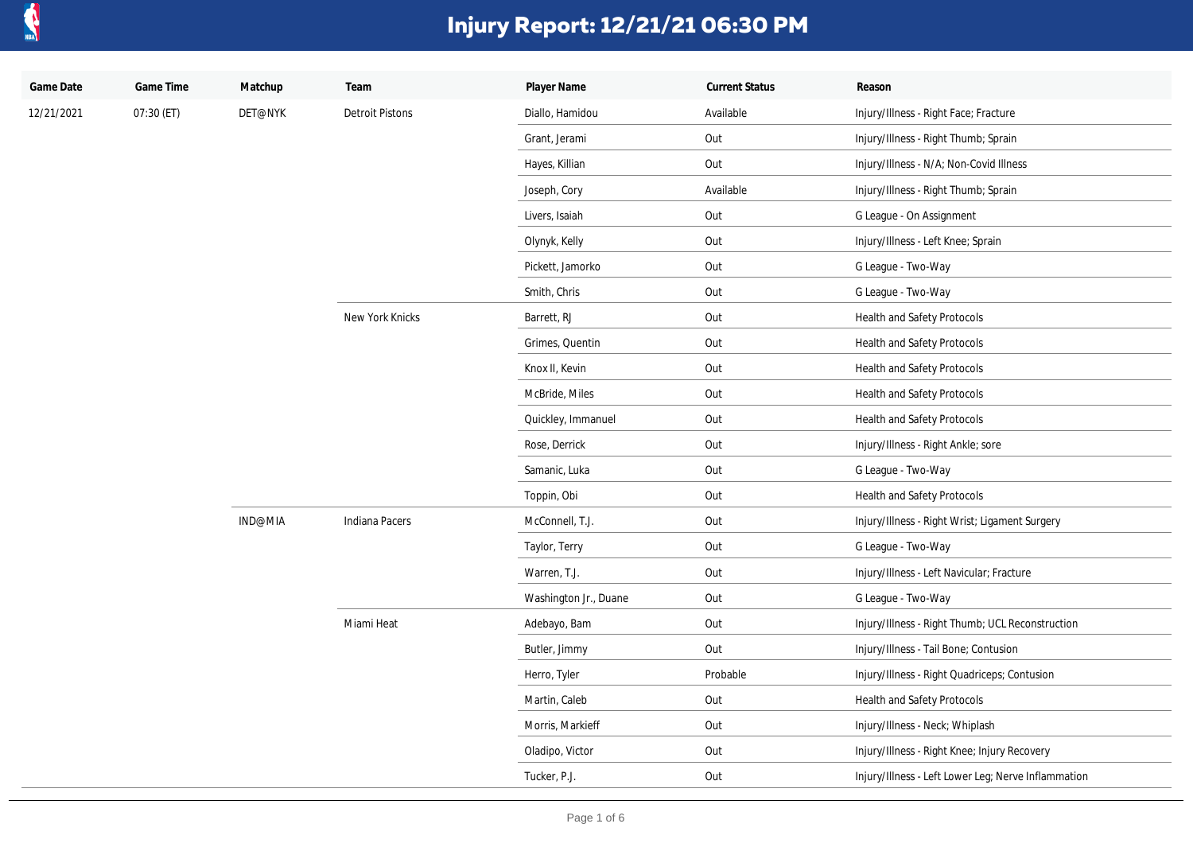# Injury Report: 12/21/21 06:30 PM

| Game Date | Game Time | Matchup | Team | Player Name | Current Status | Reason |
|---|---|---|---|---|---|---|
| 12/21/2021 | 07:30 (ET) | DET@NYK | Detroit Pistons | Diallo, Hamidou | Available | Injury/Illness - Right Face; Fracture |
| | | | | Grant, Jerami | Out | Injury/Illness - Right Thumb; Sprain |
| | | | | Hayes, Killian | Out | Injury/Illness - N/A; Non-Covid Illness |
| | | | | Joseph, Cory | Available | Injury/Illness - Right Thumb; Sprain |
| | | | | Livers, Isaiah | Out | G League - On Assignment |
| | | | | Olynyk, Kelly | Out | Injury/Illness - Left Knee; Sprain |
| | | | | Pickett, Jamorko | Out | G League - Two-Way |
| | | | | Smith, Chris | Out | G League - Two-Way |
| | | | New York Knicks | Barrett, RJ | Out | Health and Safety Protocols |
| | | | | Grimes, Quentin | Out | Health and Safety Protocols |
| | | | | Knox II, Kevin | Out | Health and Safety Protocols |
| | | | | McBride, Miles | Out | Health and Safety Protocols |
| | | | | Quickley, Immanuel | Out | Health and Safety Protocols |
| | | | | Rose, Derrick | Out | Injury/Illness - Right Ankle; sore |
| | | | | Samanic, Luka | Out | G League - Two-Way |
| | | | | Toppin, Obi | Out | Health and Safety Protocols |
| | | IND@MIA | Indiana Pacers | McConnell, T.J. | Out | Injury/Illness - Right Wrist; Ligament Surgery |
| | | | | Taylor, Terry | Out | G League - Two-Way |
| | | | | Warren, T.J. | Out | Injury/Illness - Left Navicular; Fracture |
| | | | | Washington Jr., Duane | Out | G League - Two-Way |
| | | | Miami Heat | Adebayo, Bam | Out | Injury/Illness - Right Thumb; UCL Reconstruction |
| | | | | Butler, Jimmy | Out | Injury/Illness - Tail Bone; Contusion |
| | | | | Herro, Tyler | Probable | Injury/Illness - Right Quadriceps; Contusion |
| | | | | Martin, Caleb | Out | Health and Safety Protocols |
| | | | | Morris, Markieff | Out | Injury/Illness - Neck; Whiplash |
| | | | | Oladipo, Victor | Out | Injury/Illness - Right Knee; Injury Recovery |
| | | | | Tucker, P.J. | Out | Injury/Illness - Left Lower Leg; Nerve Inflammation |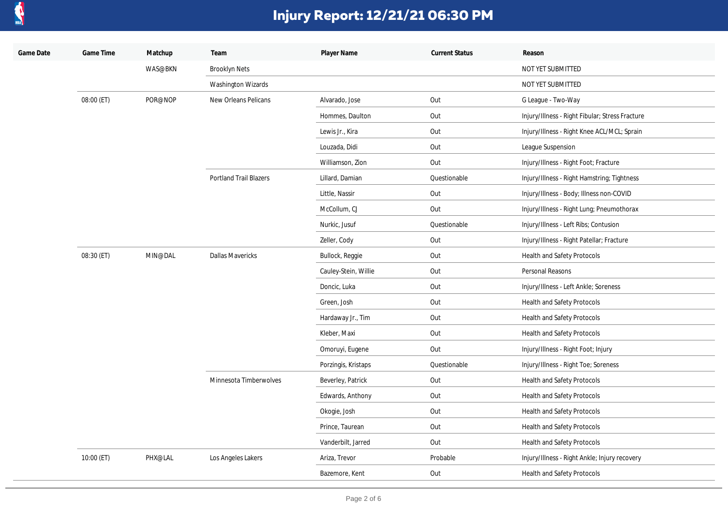# Injury Report: 12/21/21 06:30 PM

| Game Date | Game Time | Matchup | Team | Player Name | Current Status | Reason |
|---|---|---|---|---|---|---|
| | | WAS@BKN | Brooklyn Nets | | | NOT YET SUBMITTED |
| | | | Washington Wizards | | | NOT YET SUBMITTED |
| | 08:00 (ET) | POR@NOP | New Orleans Pelicans | Alvarado, Jose | Out | G League - Two-Way |
| | | | | Hommes, Daulton | Out | Injury/Illness - Right Fibular; Stress Fracture |
| | | | | Lewis Jr., Kira | Out | Injury/Illness - Right Knee ACL/MCL; Sprain |
| | | | | Louzada, Didi | Out | League Suspension |
| | | | | Williamson, Zion | Out | Injury/Illness - Right Foot; Fracture |
| | | | Portland Trail Blazers | Lillard, Damian | Questionable | Injury/Illness - Right Hamstring; Tightness |
| | | | | Little, Nassir | Out | Injury/Illness - Body; Illness non-COVID |
| | | | | McCollum, CJ | Out | Injury/Illness - Right Lung; Pneumothorax |
| | | | | Nurkic, Jusuf | Questionable | Injury/Illness - Left Ribs; Contusion |
| | | | | Zeller, Cody | Out | Injury/Illness - Right Patellar; Fracture |
| | 08:30 (ET) | MIN@DAL | Dallas Mavericks | Bullock, Reggie | Out | Health and Safety Protocols |
| | | | | Cauley-Stein, Willie | Out | Personal Reasons |
| | | | | Doncic, Luka | Out | Injury/Illness - Left Ankle; Soreness |
| | | | | Green, Josh | Out | Health and Safety Protocols |
| | | | | Hardaway Jr., Tim | Out | Health and Safety Protocols |
| | | | | Kleber, Maxi | Out | Health and Safety Protocols |
| | | | | Omoruyi, Eugene | Out | Injury/Illness - Right Foot; Injury |
| | | | | Porzingis, Kristaps | Questionable | Injury/Illness - Right Toe; Soreness |
| | | | Minnesota Timberwolves | Beverley, Patrick | Out | Health and Safety Protocols |
| | | | | Edwards, Anthony | Out | Health and Safety Protocols |
| | | | | Okogie, Josh | Out | Health and Safety Protocols |
| | | | | Prince, Taurean | Out | Health and Safety Protocols |
| | | | | Vanderbilt, Jarred | Out | Health and Safety Protocols |
| | 10:00 (ET) | PHX@LAL | Los Angeles Lakers | Ariza, Trevor | Probable | Injury/Illness - Right Ankle; Injury recovery |
| | | | | Bazemore, Kent | Out | Health and Safety Protocols |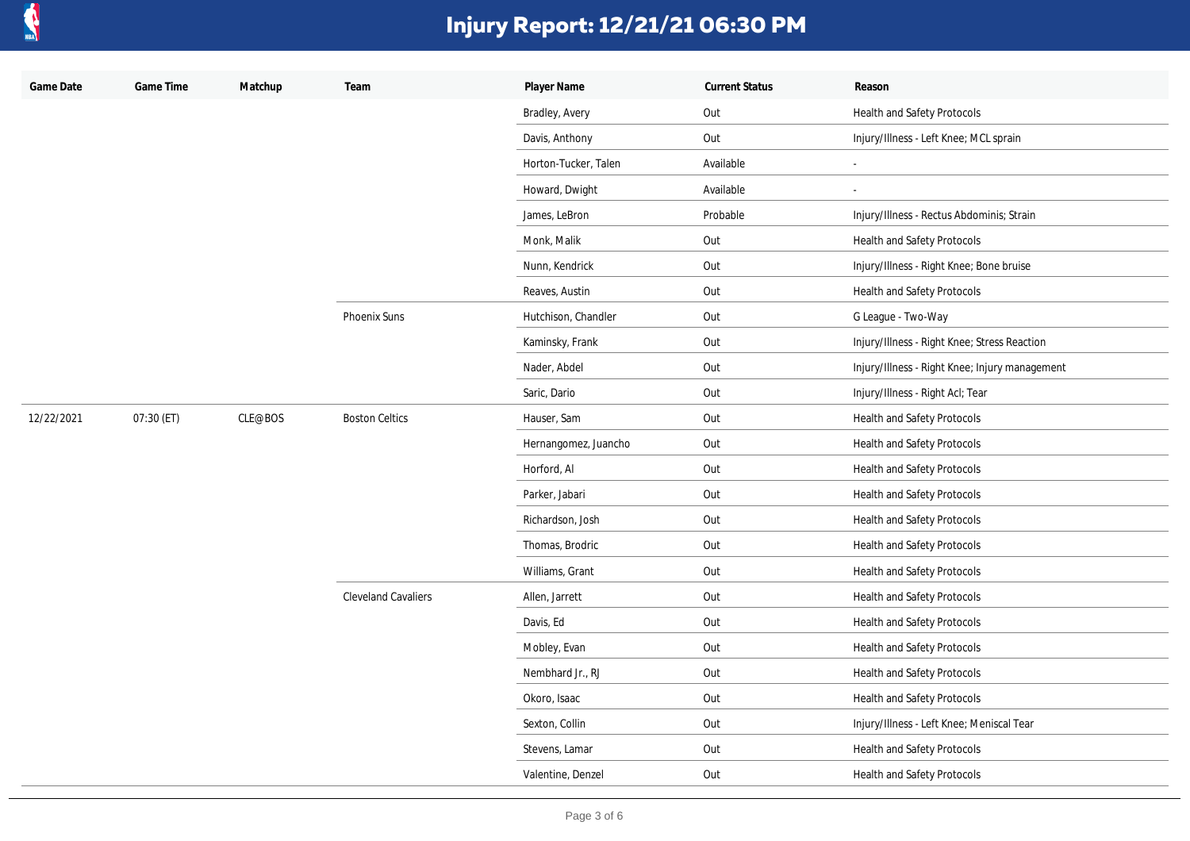# Injury Report: 12/21/21 06:30 PM

| Game Date | Game Time | Matchup | Team | Player Name | Current Status | Reason |
|---|---|---|---|---|---|---|
| | | | | Bradley, Avery | Out | Health and Safety Protocols |
| | | | | Davis, Anthony | Out | Injury/Illness - Left Knee; MCL sprain |
| | | | | Horton-Tucker, Talen | Available | - |
| | | | | Howard, Dwight | Available | - |
| | | | | James, LeBron | Probable | Injury/Illness - Rectus Abdominis; Strain |
| | | | | Monk, Malik | Out | Health and Safety Protocols |
| | | | | Nunn, Kendrick | Out | Injury/Illness - Right Knee; Bone bruise |
| | | | | Reaves, Austin | Out | Health and Safety Protocols |
| | | | Phoenix Suns | Hutchison, Chandler | Out | G League - Two-Way |
| | | | | Kaminsky, Frank | Out | Injury/Illness - Right Knee; Stress Reaction |
| | | | | Nader, Abdel | Out | Injury/Illness - Right Knee; Injury management |
| | | | | Saric, Dario | Out | Injury/Illness - Right Acl; Tear |
| 12/22/2021 | 07:30 (ET) | CLE@BOS | Boston Celtics | Hauser, Sam | Out | Health and Safety Protocols |
| | | | | Hernangomez, Juancho | Out | Health and Safety Protocols |
| | | | | Horford, Al | Out | Health and Safety Protocols |
| | | | | Parker, Jabari | Out | Health and Safety Protocols |
| | | | | Richardson, Josh | Out | Health and Safety Protocols |
| | | | | Thomas, Brodric | Out | Health and Safety Protocols |
| | | | | Williams, Grant | Out | Health and Safety Protocols |
| | | | Cleveland Cavaliers | Allen, Jarrett | Out | Health and Safety Protocols |
| | | | | Davis, Ed | Out | Health and Safety Protocols |
| | | | | Mobley, Evan | Out | Health and Safety Protocols |
| | | | | Nembhard Jr., RJ | Out | Health and Safety Protocols |
| | | | | Okoro, Isaac | Out | Health and Safety Protocols |
| | | | | Sexton, Collin | Out | Injury/Illness - Left Knee; Meniscal Tear |
| | | | | Stevens, Lamar | Out | Health and Safety Protocols |
| | | | | Valentine, Denzel | Out | Health and Safety Protocols |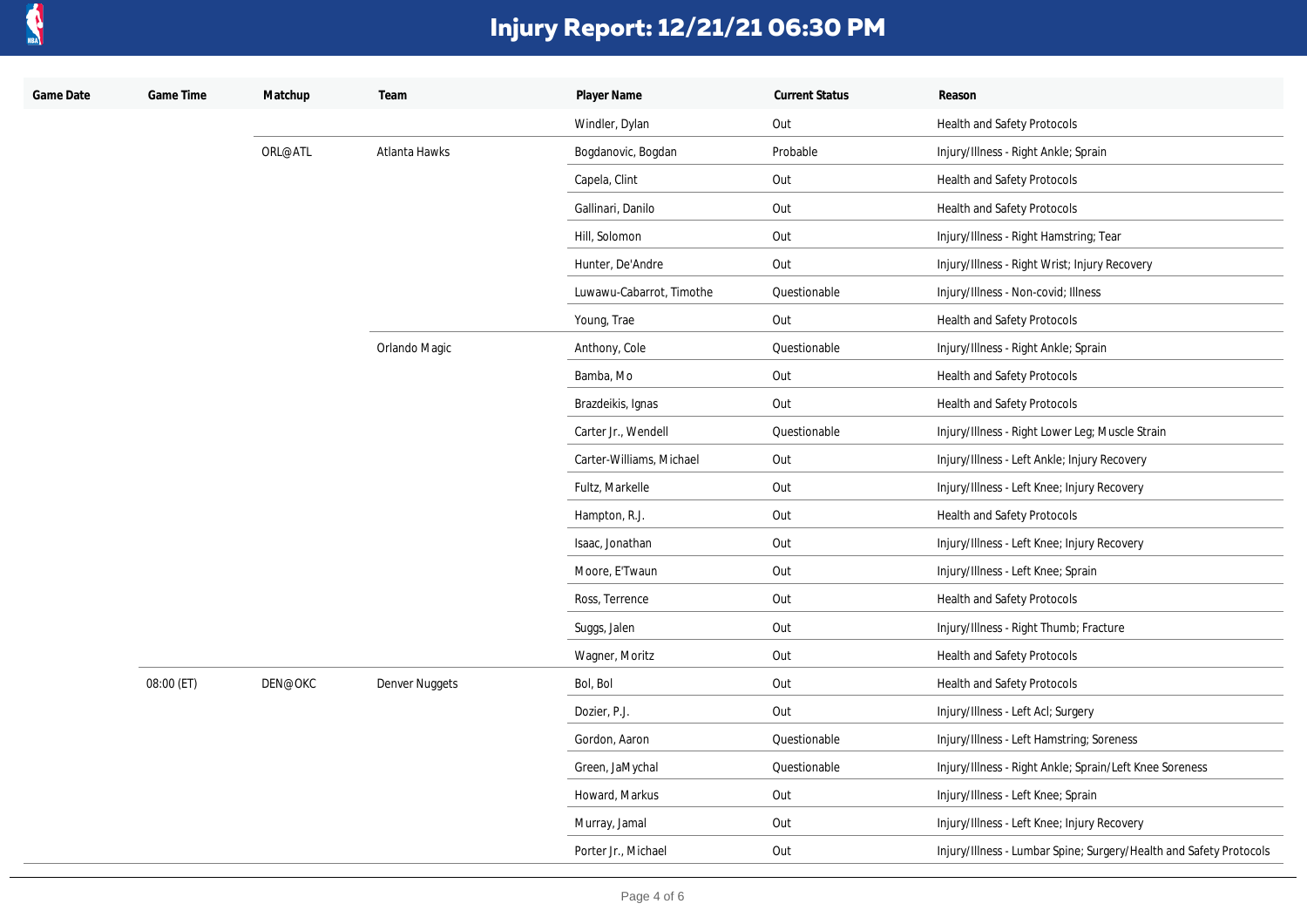# Injury Report: 12/21/21 06:30 PM

| Game Date | Game Time | Matchup | Team | Player Name | Current Status | Reason |
|---|---|---|---|---|---|---|
| | | | | Windler, Dylan | Out | Health and Safety Protocols |
| | | ORL@ATL | Atlanta Hawks | Bogdanovic, Bogdan | Probable | Injury/Illness - Right Ankle; Sprain |
| | | | | Capela, Clint | Out | Health and Safety Protocols |
| | | | | Gallinari, Danilo | Out | Health and Safety Protocols |
| | | | | Hill, Solomon | Out | Injury/Illness - Right Hamstring; Tear |
| | | | | Hunter, De'Andre | Out | Injury/Illness - Right Wrist; Injury Recovery |
| | | | | Luwawu-Cabarrot, Timothe | Questionable | Injury/Illness - Non-covid; Illness |
| | | | | Young, Trae | Out | Health and Safety Protocols |
| | | | Orlando Magic | Anthony, Cole | Questionable | Injury/Illness - Right Ankle; Sprain |
| | | | | Bamba, Mo | Out | Health and Safety Protocols |
| | | | | Brazdeikis, Ignas | Out | Health and Safety Protocols |
| | | | | Carter Jr., Wendell | Questionable | Injury/Illness - Right Lower Leg; Muscle Strain |
| | | | | Carter-Williams, Michael | Out | Injury/Illness - Left Ankle; Injury Recovery |
| | | | | Fultz, Markelle | Out | Injury/Illness - Left Knee; Injury Recovery |
| | | | | Hampton, R.J. | Out | Health and Safety Protocols |
| | | | | Isaac, Jonathan | Out | Injury/Illness - Left Knee; Injury Recovery |
| | | | | Moore, E'Twaun | Out | Injury/Illness - Left Knee; Sprain |
| | | | | Ross, Terrence | Out | Health and Safety Protocols |
| | | | | Suggs, Jalen | Out | Injury/Illness - Right Thumb; Fracture |
| | | | | Wagner, Moritz | Out | Health and Safety Protocols |
| | 08:00 (ET) | DEN@OKC | Denver Nuggets | Bol, Bol | Out | Health and Safety Protocols |
| | | | | Dozier, P.J. | Out | Injury/Illness - Left Acl; Surgery |
| | | | | Gordon, Aaron | Questionable | Injury/Illness - Left Hamstring; Soreness |
| | | | | Green, JaMychal | Questionable | Injury/Illness - Right Ankle; Sprain/Left Knee Soreness |
| | | | | Howard, Markus | Out | Injury/Illness - Left Knee; Sprain |
| | | | | Murray, Jamal | Out | Injury/Illness - Left Knee; Injury Recovery |
| | | | | Porter Jr., Michael | Out | Injury/Illness - Lumbar Spine; Surgery/Health and Safety Protocols |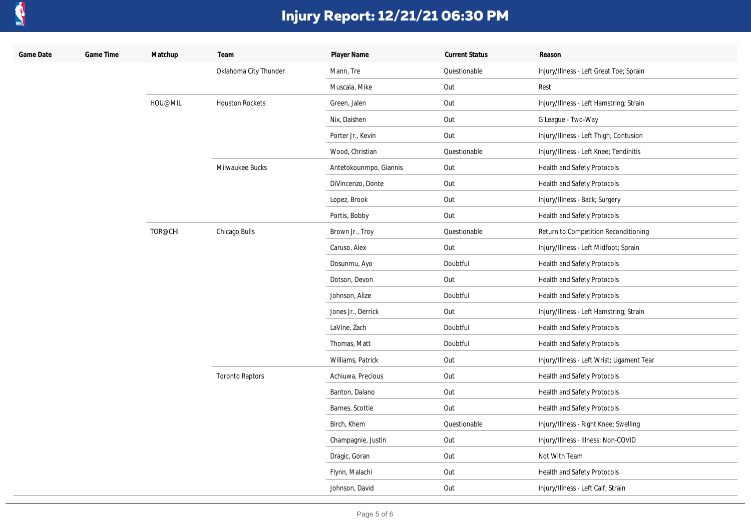# Injury Report: 12/21/21 06:30 PM

| Game Date | Game Time | Matchup | Team | Player Name | Current Status | Reason |
|---|---|---|---|---|---|---|
| | | | Oklahoma City Thunder | Mann, Tre | Questionable | Injury/Illness - Left Great Toe; Sprain |
| | | | | Muscala, Mike | Out | Rest |
| | | HOU@MIL | Houston Rockets | Green, Jalen | Out | Injury/Illness - Left Hamstring; Strain |
| | | | | Nix, Daishen | Out | G League - Two-Way |
| | | | | Porter Jr., Kevin | Out | Injury/Illness - Left Thigh; Contusion |
| | | | | Wood, Christian | Questionable | Injury/Illness - Left Knee; Tendinitis |
| | | | Milwaukee Bucks | Antetokounmpo, Giannis | Out | Health and Safety Protocols |
| | | | | DiVincenzo, Donte | Out | Health and Safety Protocols |
| | | | | Lopez, Brook | Out | Injury/Illness - Back; Surgery |
| | | | | Portis, Bobby | Out | Health and Safety Protocols |
| | | TOR@CHI | Chicago Bulls | Brown Jr., Troy | Questionable | Return to Competition Reconditioning |
| | | | | Caruso, Alex | Out | Injury/Illness - Left Midfoot; Sprain |
| | | | | Dosunmu, Ayo | Doubtful | Health and Safety Protocols |
| | | | | Dotson, Devon | Out | Health and Safety Protocols |
| | | | | Johnson, Alize | Doubtful | Health and Safety Protocols |
| | | | | Jones Jr., Derrick | Out | Injury/Illness - Left Hamstring; Strain |
| | | | | LaVine, Zach | Doubtful | Health and Safety Protocols |
| | | | | Thomas, Matt | Doubtful | Health and Safety Protocols |
| | | | | Williams, Patrick | Out | Injury/Illness - Left Wrist; Ligament Tear |
| | | | Toronto Raptors | Achiuwa, Precious | Out | Health and Safety Protocols |
| | | | | Banton, Dalano | Out | Health and Safety Protocols |
| | | | | Barnes, Scottie | Out | Health and Safety Protocols |
| | | | | Birch, Khem | Questionable | Injury/Illness - Right Knee; Swelling |
| | | | | Champagnie, Justin | Out | Injury/Illness - Illness; Non-COVID |
| | | | | Dragic, Goran | Out | Not With Team |
| | | | | Flynn, Malachi | Out | Health and Safety Protocols |
| | | | | Johnson, David | Out | Injury/Illness - Left Calf; Strain |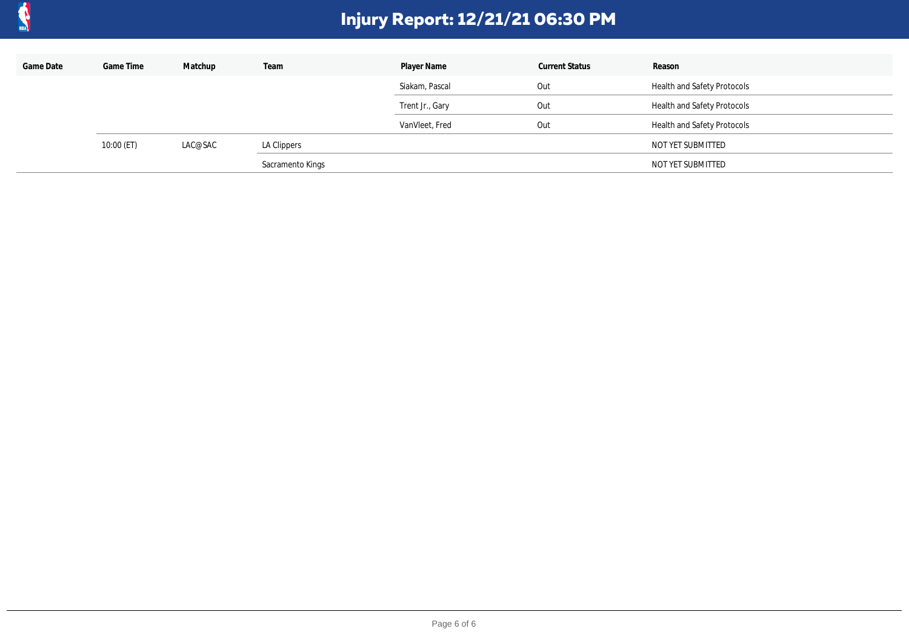# Injury Report: 12/21/21 06:30 PM

| Game Date | Game Time | Matchup | Team | Player Name | Current Status | Reason |
|---|---|---|---|---|---|---|
| | | | | Siakam, Pascal | Out | Health and Safety Protocols |
| | | | | Trent Jr., Gary | Out | Health and Safety Protocols |
| | | | | VanVleet, Fred | Out | Health and Safety Protocols |
| | 10:00 (ET) | LAC@SAC | LA Clippers | | | NOT YET SUBMITTED |
| | | | Sacramento Kings | | | NOT YET SUBMITTED |